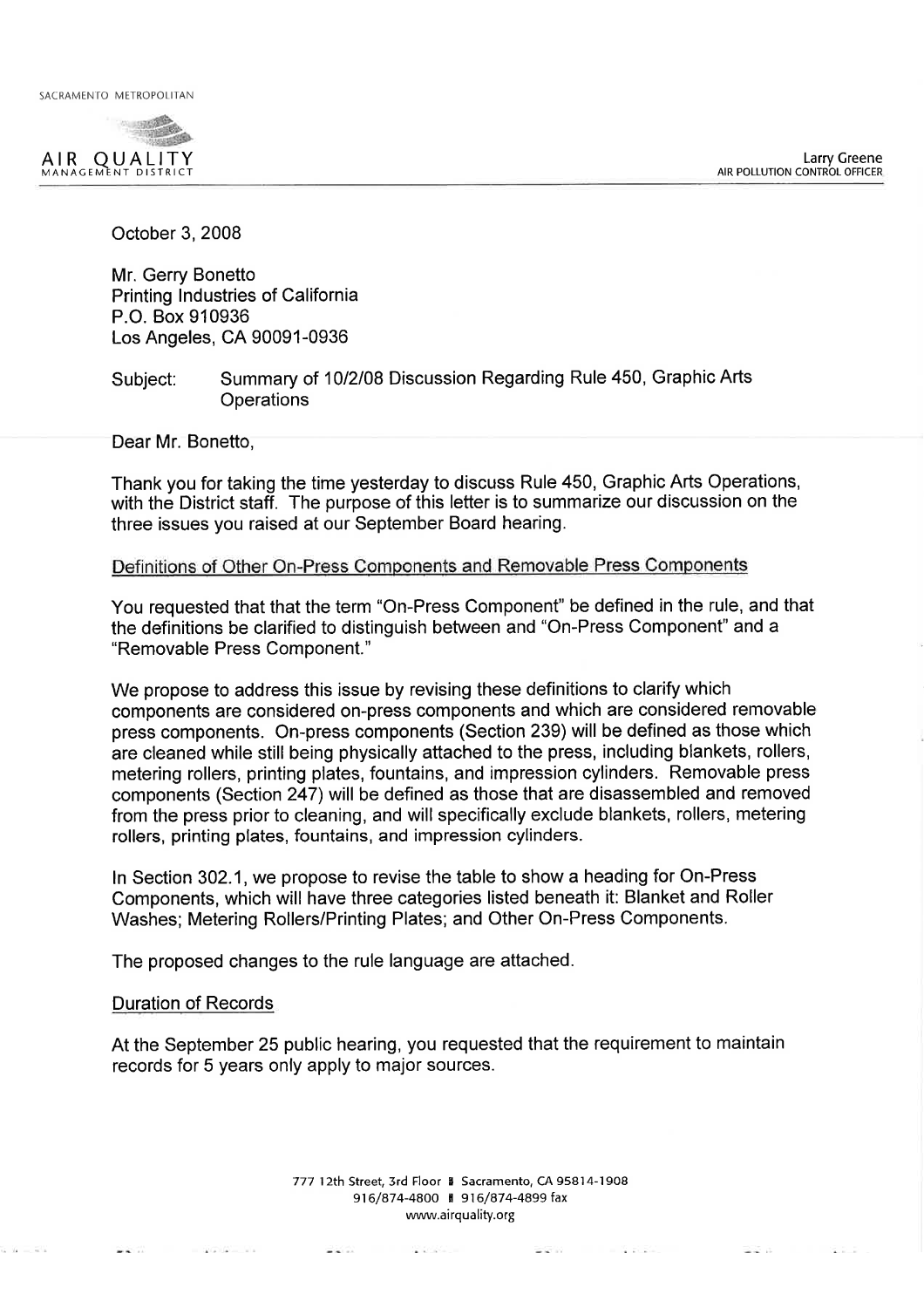SACRAMENTO METROPOLITAN

AIR QUALITY MANAGEMENT DISTRICT

Larry Greene
AIR POLLUTION CONTROL OFFICER

October 3, 2008

Mr. Gerry Bonetto
Printing Industries of California
P.O. Box 910936
Los Angeles, CA 90091-0936

Subject: Summary of 10/2/08 Discussion Regarding Rule 450, Graphic Arts Operations

Dear Mr. Bonetto,

Thank you for taking the time yesterday to discuss Rule 450, Graphic Arts Operations, with the District staff. The purpose of this letter is to summarize our discussion on the three issues you raised at our September Board hearing.

Definitions of Other On-Press Components and Removable Press Components

You requested that that the term "On-Press Component" be defined in the rule, and that the definitions be clarified to distinguish between and "On-Press Component" and a "Removable Press Component."

We propose to address this issue by revising these definitions to clarify which components are considered on-press components and which are considered removable press components. On-press components (Section 239) will be defined as those which are cleaned while still being physically attached to the press, including blankets, rollers, metering rollers, printing plates, fountains, and impression cylinders. Removable press components (Section 247) will be defined as those that are disassembled and removed from the press prior to cleaning, and will specifically exclude blankets, rollers, metering rollers, printing plates, fountains, and impression cylinders.

In Section 302.1, we propose to revise the table to show a heading for On-Press Components, which will have three categories listed beneath it: Blanket and Roller Washes; Metering Rollers/Printing Plates; and Other On-Press Components.

The proposed changes to the rule language are attached.

Duration of Records

At the September 25 public hearing, you requested that the requirement to maintain records for 5 years only apply to major sources.

777 12th Street, 3rd Floor | Sacramento, CA 95814-1908
916/874-4800 | 916/874-4899 fax
www.airquality.org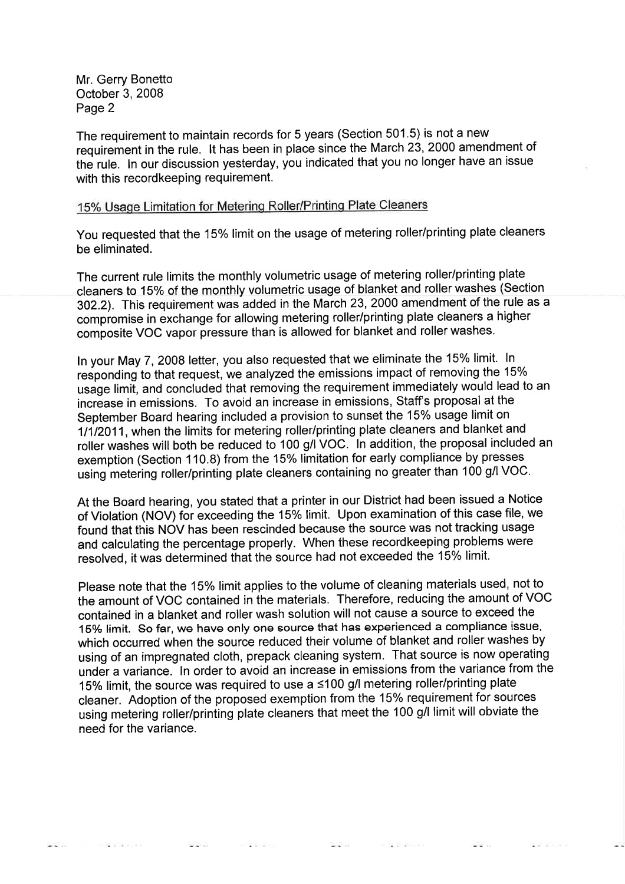The requirement to maintain records for 5 years (Section 501.5) is not a new requirement in the rule. It has been in place since the March 23, 2000 amendment of the rule. In our discussion yesterday, you indicated that you no longer have an issue with this recordkeeping requirement.

15% Usage Limitation for Metering Roller/Printing Plate Cleaners

You requested that the 15% limit on the usage of metering roller/printing plate cleaners be eliminated.

The current rule limits the monthly volumetric usage of metering roller/printing plate cleaners to 15% of the monthly volumetric usage of blanket and roller washes (Section 302.2). This requirement was added in the March 23, 2000 amendment of the rule as a compromise in exchange for allowing metering roller/printing plate cleaners a higher composite VOC vapor pressure than is allowed for blanket and roller washes.

In your May 7, 2008 letter, you also requested that we eliminate the 15% limit. In responding to that request, we analyzed the emissions impact of removing the 15% usage limit, and concluded that removing the requirement immediately would lead to an increase in emissions. To avoid an increase in emissions, Staff's proposal at the September Board hearing included a provision to sunset the 15% usage limit on 1/1/2011, when the limits for metering roller/printing plate cleaners and blanket and roller washes will both be reduced to 100 g/l VOC. In addition, the proposal included an exemption (Section 110.8) from the 15% limitation for early compliance by presses using metering roller/printing plate cleaners containing no greater than 100 g/l VOC.

At the Board hearing, you stated that a printer in our District had been issued a Notice of Violation (NOV) for exceeding the 15% limit. Upon examination of this case file, we found that this NOV has been rescinded because the source was not tracking usage and calculating the percentage properly. When these recordkeeping problems were resolved, it was determined that the source had not exceeded the 15% limit.

Please note that the 15% limit applies to the volume of cleaning materials used, not to the amount of VOC contained in the materials. Therefore, reducing the amount of VOC contained in a blanket and roller wash solution will not cause a source to exceed the 15% limit. So far, we have only one source that has experienced a compliance issue, which occurred when the source reduced their volume of blanket and roller washes by using of an impregnated cloth, prepack cleaning system. That source is now operating under a variance. In order to avoid an increase in emissions from the variance from the 15% limit, the source was required to use a ≤100 g/l metering roller/printing plate cleaner. Adoption of the proposed exemption from the 15% requirement for sources using metering roller/printing plate cleaners that meet the 100 g/l limit will obviate the need for the variance.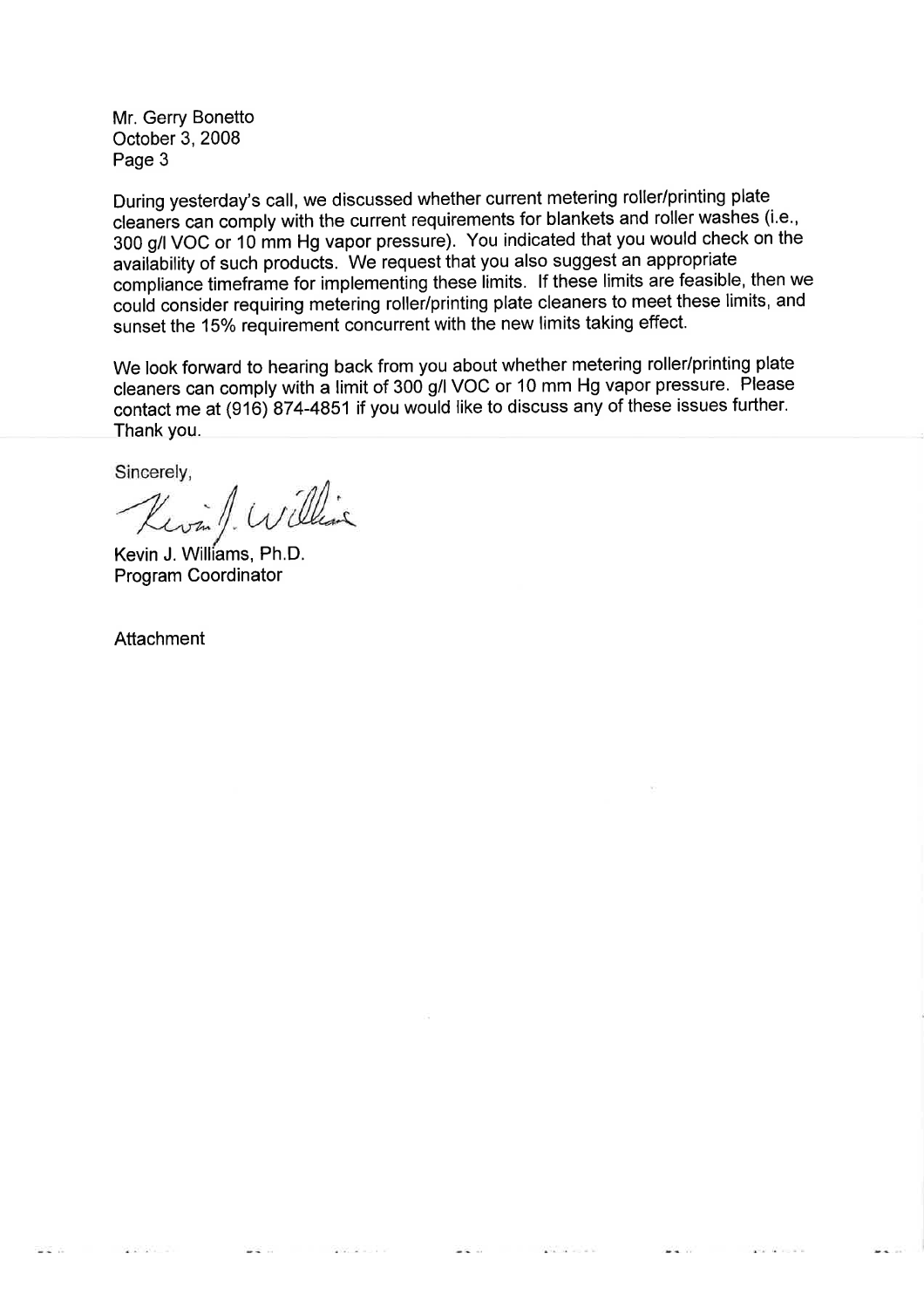During yesterday's call, we discussed whether current metering roller/printing plate cleaners can comply with the current requirements for blankets and roller washes (i.e., 300 g/l VOC or 10 mm Hg vapor pressure). You indicated that you would check on the availability of such products. We request that you also suggest an appropriate compliance timeframe for implementing these limits. If these limits are feasible, then we could consider requiring metering roller/printing plate cleaners to meet these limits, and sunset the 15% requirement concurrent with the new limits taking effect.

We look forward to hearing back from you about whether metering roller/printing plate cleaners can comply with a limit of 300 g/l VOC or 10 mm Hg vapor pressure. Please contact me at (916) 874-4851 if you would like to discuss any of these issues further. Thank you.

Sincerely,

Kevin J. Williams, Ph.D.
Program Coordinator

Attachment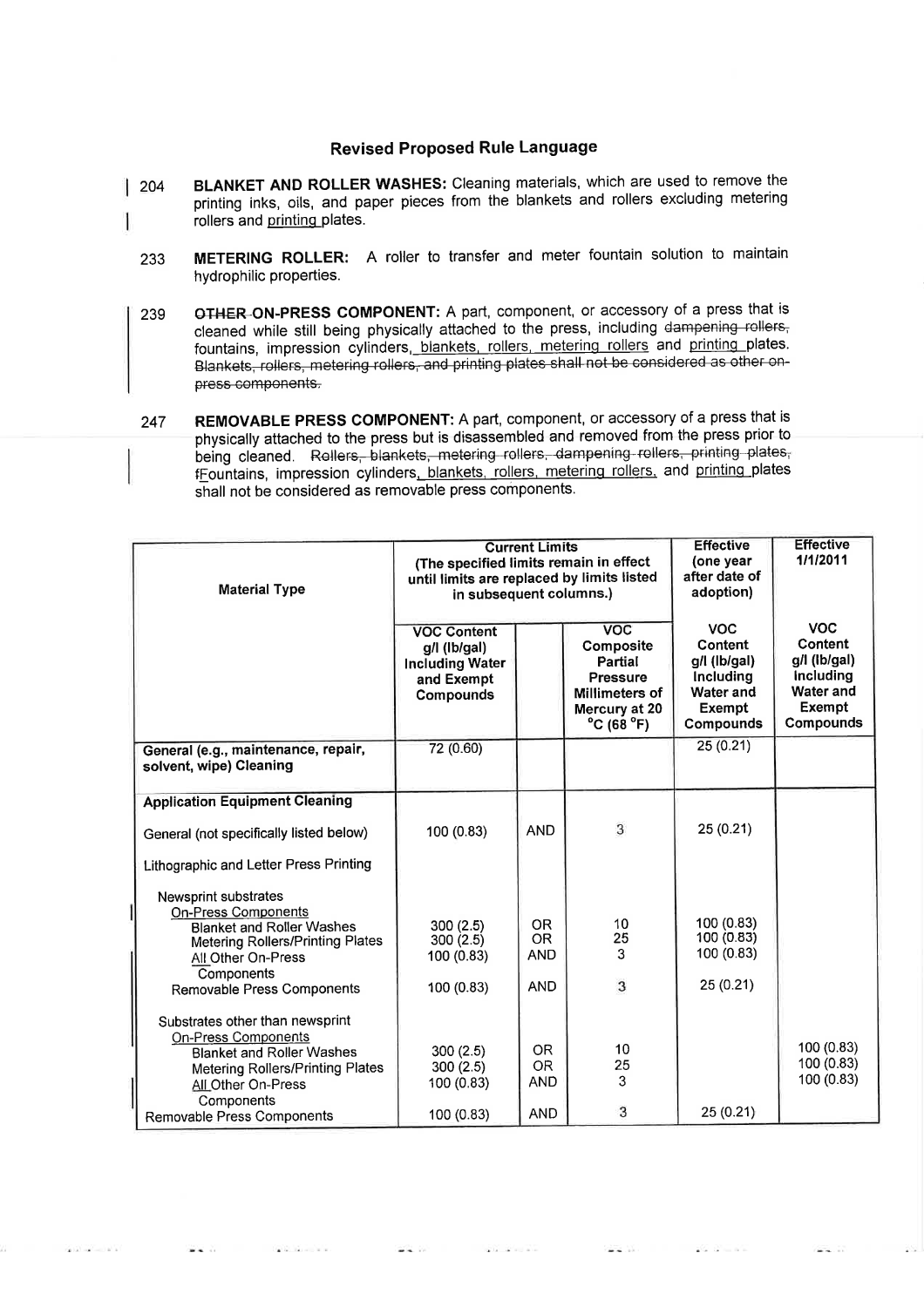## Revised Proposed Rule Language

204 **BLANKET AND ROLLER WASHES:** Cleaning materials, which are used to remove the printing inks, oils, and paper pieces from the blankets and rollers excluding metering rollers and <u>printing</u> plates.

233 **METERING ROLLER:** A roller to transfer and meter fountain solution to maintain hydrophilic properties.

239 **~~OTHER~~ ON-PRESS COMPONENT:** A part, component, or accessory of a press that is cleaned while still being physically attached to the press, including ~~dampening rollers,~~ fountains, impression cylinders<u>, blankets, rollers, metering rollers</u> and <u>printing</u> plates. ~~Blankets, rollers, metering rollers, and printing plates shall not be considered as other on-press components.~~

247 **REMOVABLE PRESS COMPONENT:** A part, component, or accessory of a press that is physically attached to the press but is disassembled and removed from the press prior to being cleaned. ~~Rollers, blankets, metering rollers, dampening rollers, printing plates, f~~<u>F</u>ountains, impression cylinders<u>, blankets, rollers, metering rollers,</u> and <u>printing</u> plates shall not be considered as removable press components.

| Material Type | Current Limits (The specified limits remain in effect until limits are replaced by limits listed in subsequent columns.) | | | Effective (one year after date of adoption) | Effective 1/1/2011 |
|---|---|---|---|---|---|
| | VOC Content g/l (lb/gal) Including Water and Exempt Compounds | | VOC Composite Partial Pressure Millimeters of Mercury at 20 °C (68 °F) | VOC Content g/l (lb/gal) Including Water and Exempt Compounds | VOC Content g/l (lb/gal) Including Water and Exempt Compounds |
| **General (e.g., maintenance, repair, solvent, wipe) Cleaning** | 72 (0.60) | | | 25 (0.21) | |
| **Application Equipment Cleaning** | | | | | |
| General (not specifically listed below) | 100 (0.83) | AND | 3 | 25 (0.21) | |
| Lithographic and Letter Press Printing | | | | | |
| Newsprint substrates | | | | | |
| <u>On-Press Components</u> | | | | | |
| Blanket and Roller Washes | 300 (2.5) | OR | 10 | 100 (0.83) | |
| Metering Rollers/Printing Plates | 300 (2.5) | OR | 25 | 100 (0.83) | |
| <u>All</u> Other On-Press Components | 100 (0.83) | AND | 3 | 100 (0.83) | |
| Removable Press Components | 100 (0.83) | AND | 3 | 25 (0.21) | |
| Substrates other than newsprint | | | | | |
| <u>On-Press Components</u> | | | | | |
| Blanket and Roller Washes | 300 (2.5) | OR | 10 | | 100 (0.83) |
| Metering Rollers/Printing Plates | 300 (2.5) | OR | 25 | | 100 (0.83) |
| <u>All</u> Other On-Press Components | 100 (0.83) | AND | 3 | | 100 (0.83) |
| Removable Press Components | 100 (0.83) | AND | 3 | 25 (0.21) | |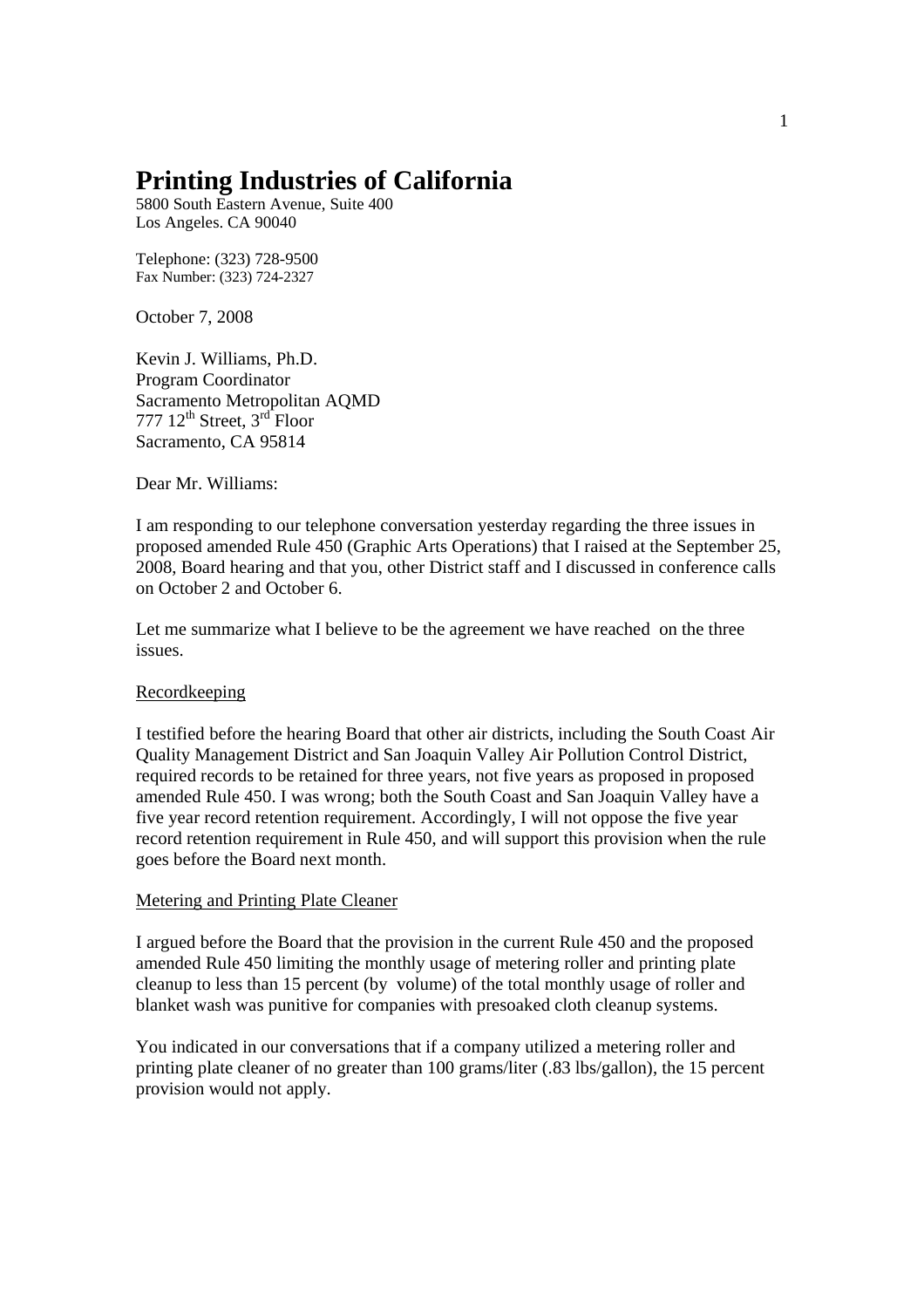# Printing Industries of California

5800 South Eastern Avenue, Suite 400
Los Angeles. CA 90040

Telephone: (323) 728-9500
Fax Number: (323) 724-2327

October 7, 2008

Kevin J. Williams, Ph.D.
Program Coordinator
Sacramento Metropolitan AQMD
777 12th Street, 3rd Floor
Sacramento, CA 95814

Dear Mr. Williams:

I am responding to our telephone conversation yesterday regarding the three issues in proposed amended Rule 450 (Graphic Arts Operations) that I raised at the September 25, 2008, Board hearing and that you, other District staff and I discussed in conference calls on October 2 and October 6.

Let me summarize what I believe to be the agreement we have reached on the three issues.

Recordkeeping

I testified before the hearing Board that other air districts, including the South Coast Air Quality Management District and San Joaquin Valley Air Pollution Control District, required records to be retained for three years, not five years as proposed in proposed amended Rule 450. I was wrong; both the South Coast and San Joaquin Valley have a five year record retention requirement. Accordingly, I will not oppose the five year record retention requirement in Rule 450, and will support this provision when the rule goes before the Board next month.

Metering and Printing Plate Cleaner

I argued before the Board that the provision in the current Rule 450 and the proposed amended Rule 450 limiting the monthly usage of metering roller and printing plate cleanup to less than 15 percent (by volume) of the total monthly usage of roller and blanket wash was punitive for companies with presoaked cloth cleanup systems.

You indicated in our conversations that if a company utilized a metering roller and printing plate cleaner of no greater than 100 grams/liter (.83 lbs/gallon), the 15 percent provision would not apply.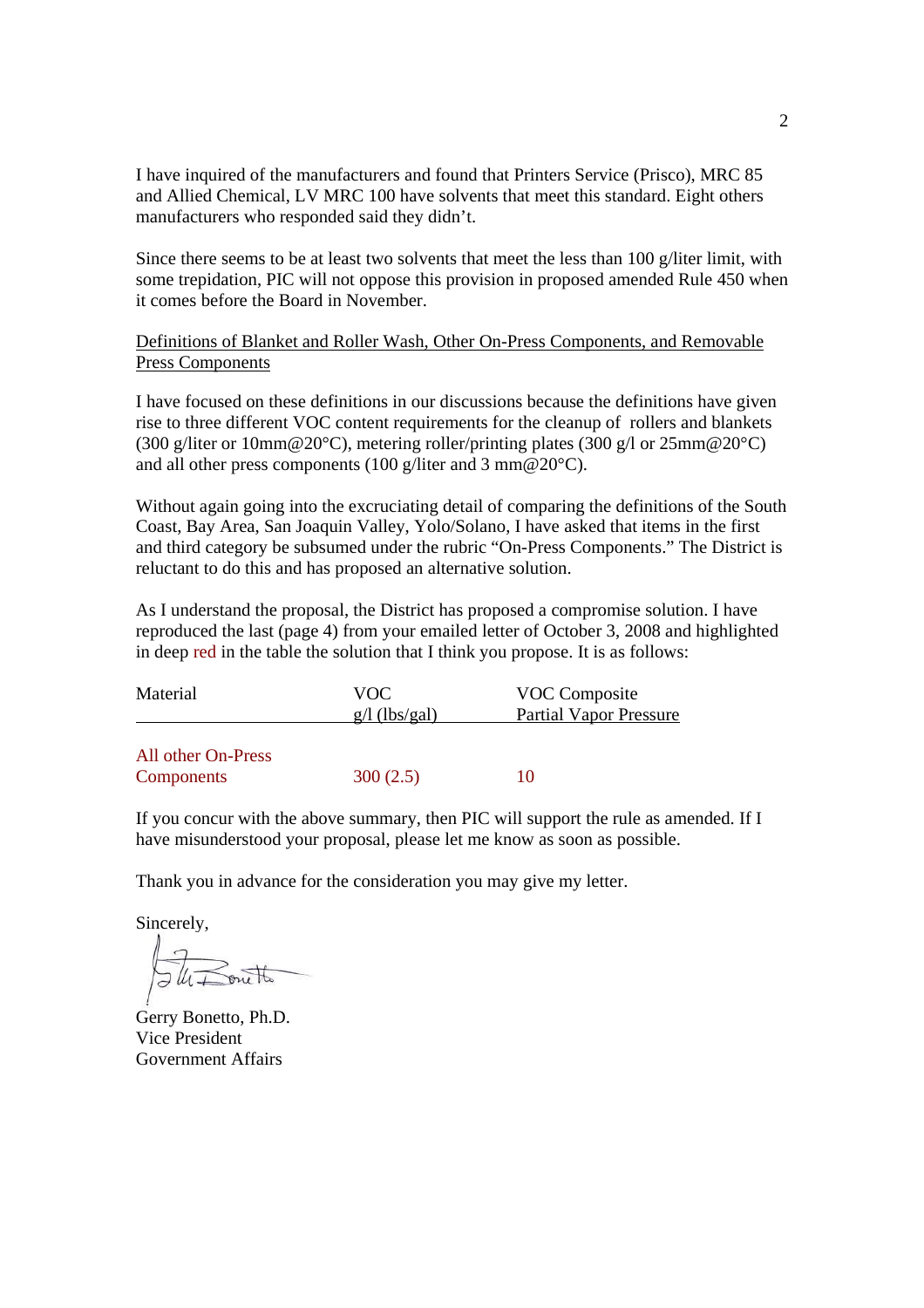I have inquired of the manufacturers and found that Printers Service (Prisco), MRC 85 and Allied Chemical, LV MRC 100 have solvents that meet this standard. Eight others manufacturers who responded said they didn't.

Since there seems to be at least two solvents that meet the less than 100 g/liter limit, with some trepidation, PIC will not oppose this provision in proposed amended Rule 450 when it comes before the Board in November.

<u>Definitions of Blanket and Roller Wash, Other On-Press Components, and Removable Press Components</u>

I have focused on these definitions in our discussions because the definitions have given rise to three different VOC content requirements for the cleanup of rollers and blankets (300 g/liter or 10mm@20°C), metering roller/printing plates (300 g/l or 25mm@20°C) and all other press components (100 g/liter and 3 mm@20°C).

Without again going into the excruciating detail of comparing the definitions of the South Coast, Bay Area, San Joaquin Valley, Yolo/Solano, I have asked that items in the first and third category be subsumed under the rubric "On-Press Components." The District is reluctant to do this and has proposed an alternative solution.

As I understand the proposal, the District has proposed a compromise solution. I have reproduced the last (page 4) from your emailed letter of October 3, 2008 and highlighted in deep red in the table the solution that I think you propose. It is as follows:

| Material | VOC g/l (lbs/gal) | VOC Composite Partial Vapor Pressure |
|---|---|---|
| All other On-Press Components | 300 (2.5) | 10 |

If you concur with the above summary, then PIC will support the rule as amended. If I have misunderstood your proposal, please let me know as soon as possible.

Thank you in advance for the consideration you may give my letter.

Sincerely,

Gerry Bonetto, Ph.D.
Vice President
Government Affairs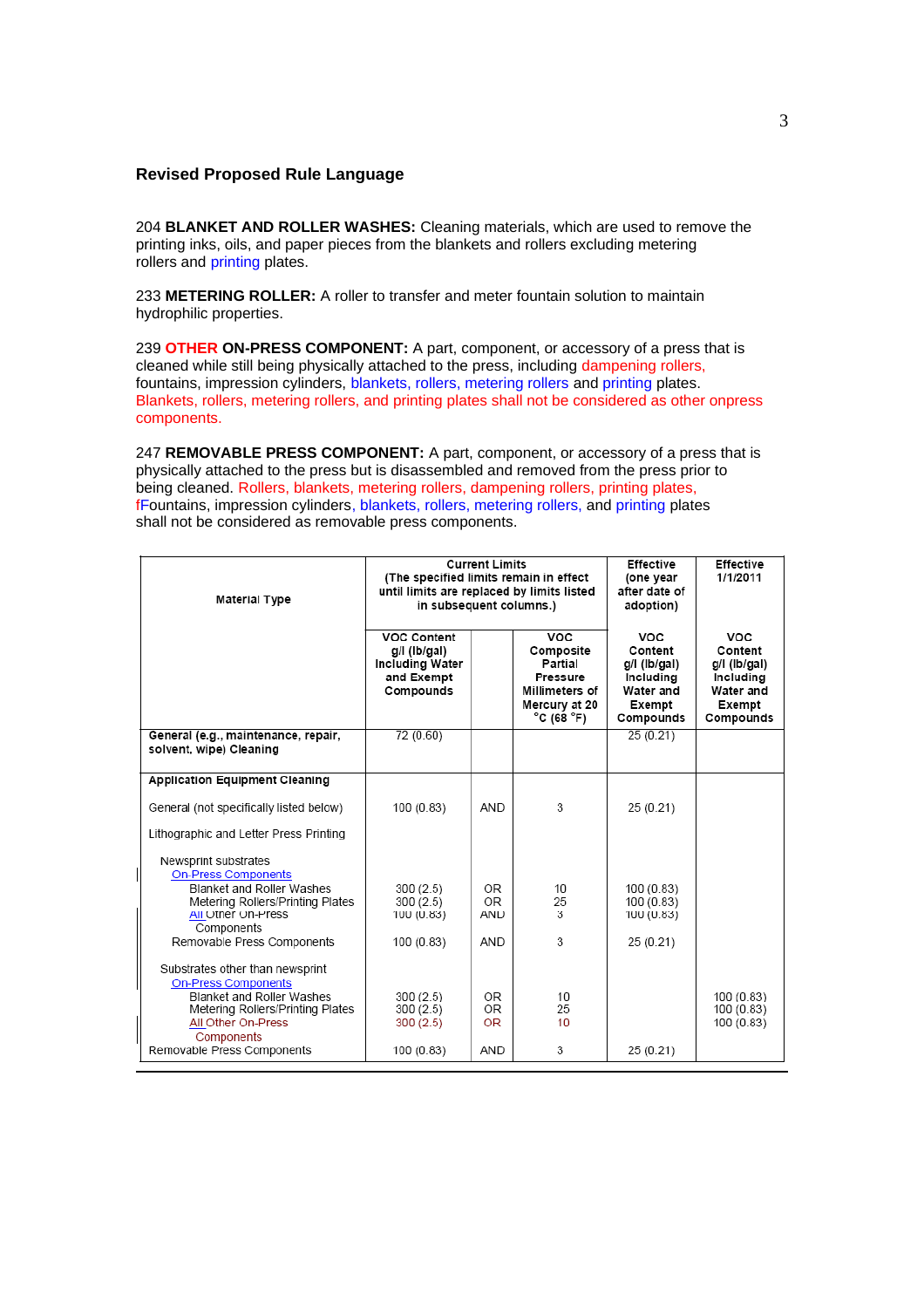**Revised Proposed Rule Language**

204 **BLANKET AND ROLLER WASHES:** Cleaning materials, which are used to remove the printing inks, oils, and paper pieces from the blankets and rollers excluding metering rollers and printing plates.

233 **METERING ROLLER:** A roller to transfer and meter fountain solution to maintain hydrophilic properties.

239 **OTHER ON-PRESS COMPONENT:** A part, component, or accessory of a press that is cleaned while still being physically attached to the press, including dampening rollers, fountains, impression cylinders, blankets, rollers, metering rollers and printing plates. Blankets, rollers, metering rollers, and printing plates shall not be considered as other onpress components.

247 **REMOVABLE PRESS COMPONENT:** A part, component, or accessory of a press that is physically attached to the press but is disassembled and removed from the press prior to being cleaned. Rollers, blankets, metering rollers, dampening rollers, printing plates, fFountains, impression cylinders, blankets, rollers, metering rollers, and printing plates shall not be considered as removable press components.

| Material Type | Current Limits (The specified limits remain in effect until limits are replaced by limits listed in subsequent columns.) | | | Effective (one year after date of adoption) | Effective 1/1/2011 |
|---|---|---|---|---|---|
| | VOC Content g/l (lb/gal) Including Water and Exempt Compounds | | VOC Composite Partial Pressure Millimeters of Mercury at 20 °C (68 °F) | VOC Content g/l (lb/gal) Including Water and Exempt Compounds | VOC Content g/l (lb/gal) Including Water and Exempt Compounds |
| **General (e.g., maintenance, repair, solvent, wipe) Cleaning** | 72 (0.60) | | | 25 (0.21) | |
| **Application Equipment Cleaning** | | | | | |
| General (not specifically listed below) | 100 (0.83) | AND | 3 | 25 (0.21) | |
| Lithographic and Letter Press Printing | | | | | |
| Newsprint substrates | | | | | |
| On-Press Components | | | | | |
| Blanket and Roller Washes | 300 (2.5) | OR | 10 | 100 (0.83) | |
| Metering Rollers/Printing Plates | 300 (2.5) | OR | 25 | 100 (0.83) | |
| All Other On-Press Components | 100 (0.83) | AND | 3 | 100 (0.83) | |
| Removable Press Components | 100 (0.83) | AND | 3 | 25 (0.21) | |
| Substrates other than newsprint | | | | | |
| On-Press Components | | | | | |
| Blanket and Roller Washes | 300 (2.5) | OR | 10 | | 100 (0.83) |
| Metering Rollers/Printing Plates | 300 (2.5) | OR | 25 | | 100 (0.83) |
| All Other On-Press Components | 300 (2.5) | OR | 10 | | 100 (0.83) |
| Removable Press Components | 100 (0.83) | AND | 3 | 25 (0.21) | |